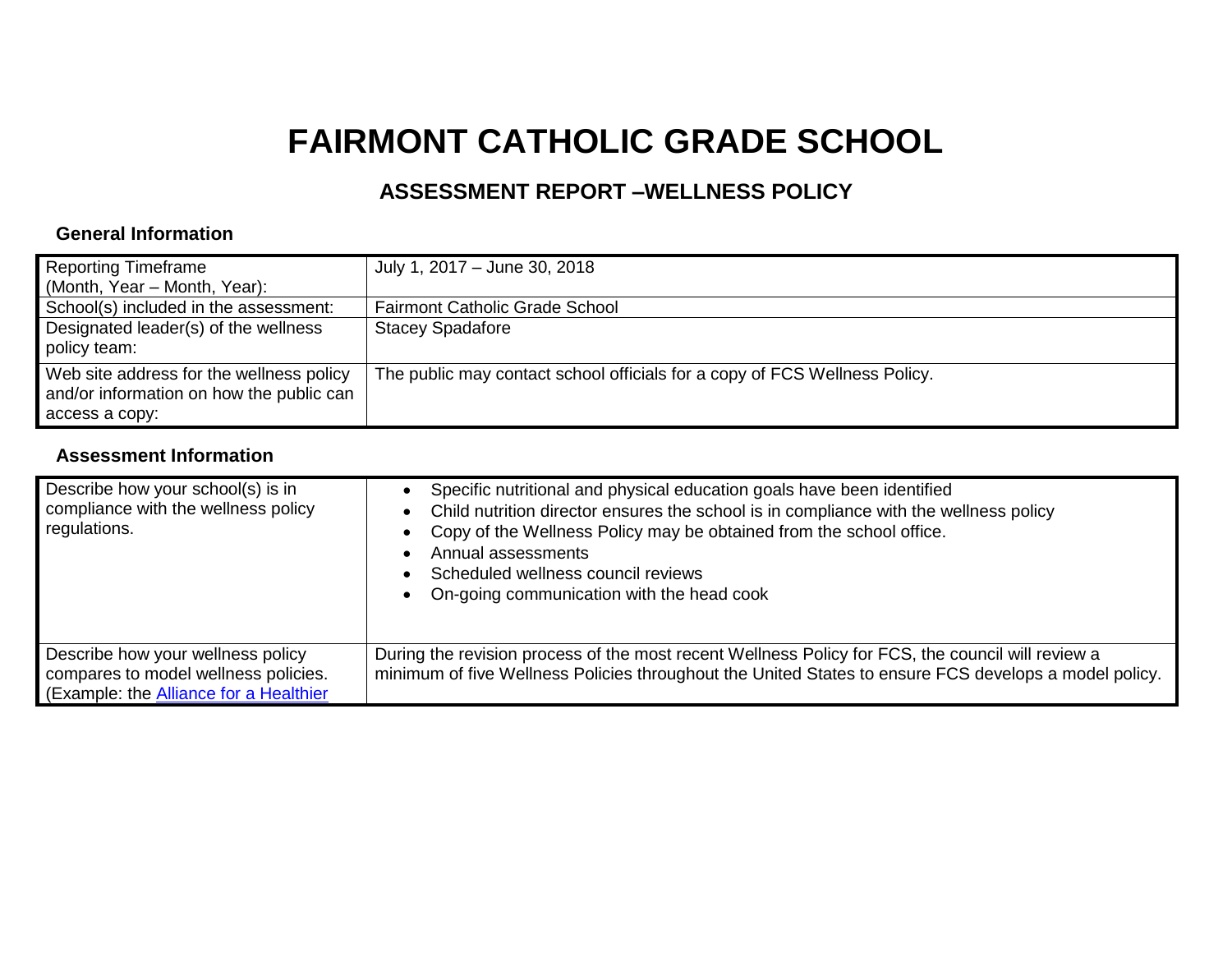# FAIRMONT CATHOLIC GRADE SCHOOL

## ASSESSMENT REPORT –WELLNESS POLICY

### General Information

| | |
|---|---|
| Reporting Timeframe (Month, Year – Month, Year): | July 1, 2017 – June 30, 2018 |
| School(s) included in the assessment: | Fairmont Catholic Grade School |
| Designated leader(s) of the wellness policy team: | Stacey Spadafore |
| Web site address for the wellness policy and/or information on how the public can access a copy: | The public may contact school officials for a copy of FCS Wellness Policy. |

### Assessment Information

| | |
|---|---|
| Describe how your school(s) is in compliance with the wellness policy regulations. | • Specific nutritional and physical education goals have been identified<br>• Child nutrition director ensures the school is in compliance with the wellness policy<br>• Copy of the Wellness Policy may be obtained from the school office.<br>• Annual assessments<br>• Scheduled wellness council reviews<br>• On-going communication with the head cook |
| Describe how your wellness policy compares to model wellness policies. (Example: the Alliance for a Healthier | During the revision process of the most recent Wellness Policy for FCS, the council will review a minimum of five Wellness Policies throughout the United States to ensure FCS develops a model policy. |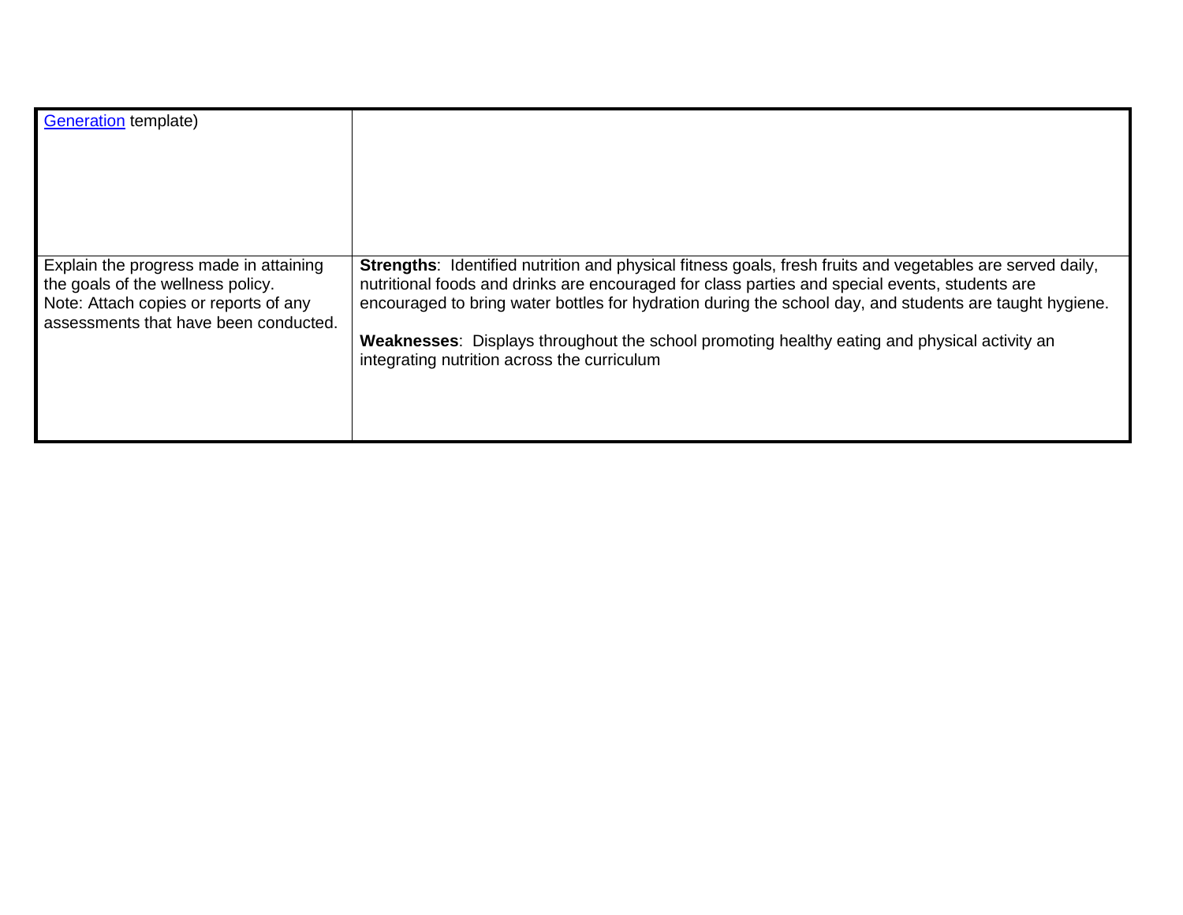| | |
|---|---|
| Generation template) | |
| Explain the progress made in attaining the goals of the wellness policy.<br>Note: Attach copies or reports of any assessments that have been conducted. | **Strengths**: Identified nutrition and physical fitness goals, fresh fruits and vegetables are served daily, nutritional foods and drinks are encouraged for class parties and special events, students are encouraged to bring water bottles for hydration during the school day, and students are taught hygiene.<br><br>**Weaknesses**: Displays throughout the school promoting healthy eating and physical activity an integrating nutrition across the curriculum |